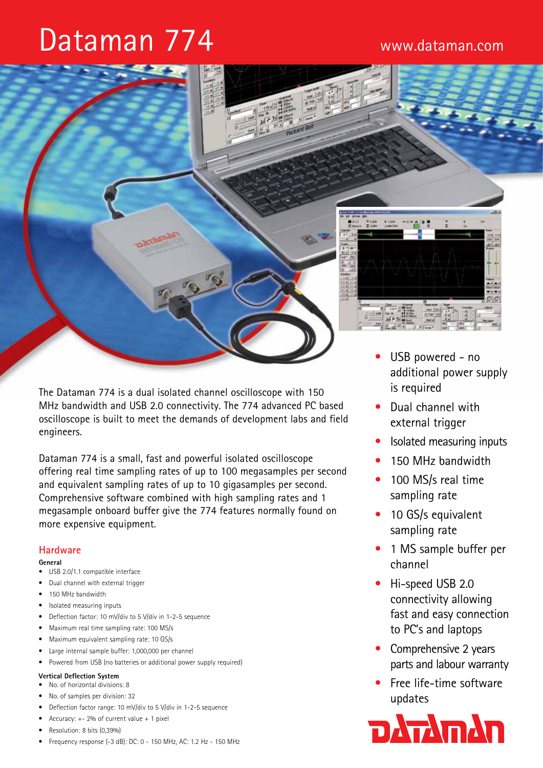# Dataman 774

www.dataman.com

The Dataman 774 is a dual isolated channel oscilloscope with 150 MHz bandwidth and USB 2.0 connectivity. The 774 advanced PC based oscilloscope is built to meet the demands of development labs and field engineers.

Dataman 774 is a small, fast and powerful isolated oscilloscope offering real time sampling rates of up to 100 megasamples per second and equivalent sampling rates of up to 10 gigasamples per second. Comprehensive software combined with high sampling rates and 1 megasample onboard buffer give the 774 features normally found on more expensive equipment.

- USB powered - no additional power supply is required
- Dual channel with external trigger
- Isolated measuring inputs
- 150 MHz bandwidth
- 100 MS/s real time sampling rate
- 10 GS/s equivalent sampling rate
- 1 MS sample buffer per channel
- Hi-speed USB 2.0 connectivity allowing fast and easy connection to PC's and laptops
- Comprehensive 2 years parts and labour warranty
- Free life-time software updates

## Hardware

**General**

- USB 2.0/1.1 compatible interface
- Dual channel with external trigger
- 150 MHz bandwidth
- Isolated measuring inputs
- Deflection factor: 10 mV/div to 5 V/div in 1-2-5 sequence
- Maximum real time sampling rate: 100 MS/s
- Maximum equivalent sampling rate: 10 GS/s
- Large internal sample buffer: 1,000,000 per channel
- Powered from USB (no batteries or additional power supply required)

**Vertical Deflection System**

- No. of horizontal divisions: 8
- No. of samples per division: 32
- Deflection factor range: 10 mV/div to 5 V/div in 1-2-5 sequence
- Accuracy: +- 2% of current value + 1 pixel
- Resolution: 8 bits (0,39%)
- Frequency response (-3 dB): DC: 0 - 150 MHz, AC: 1.2 Hz - 150 MHz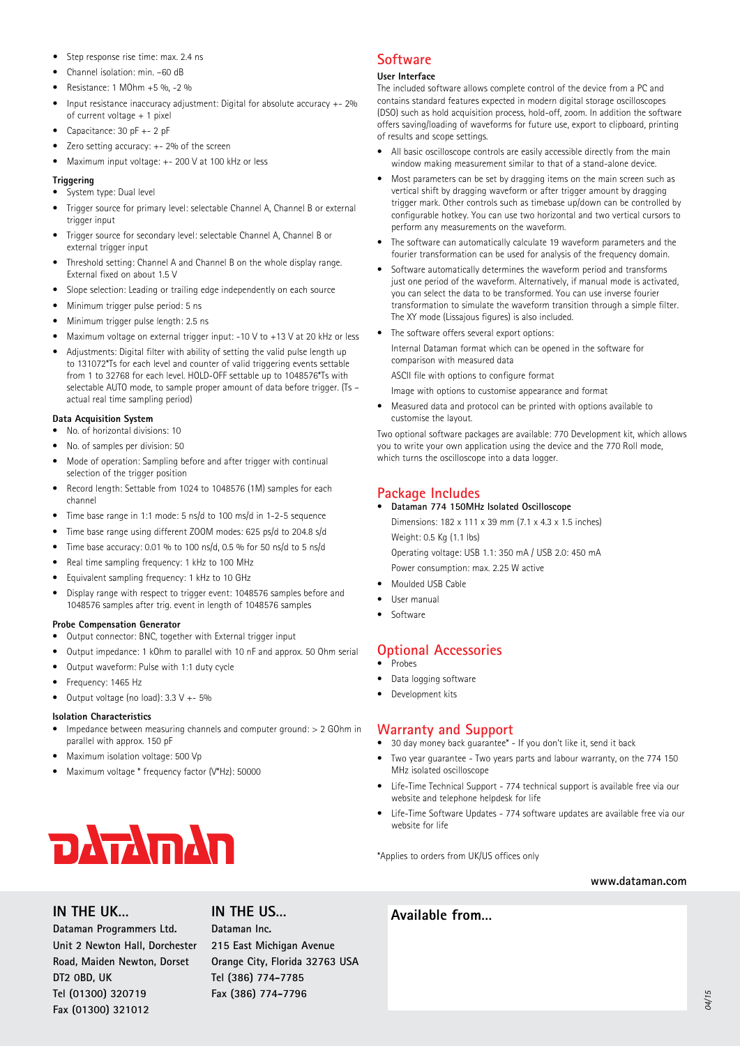- Step response rise time: max. 2.4 ns
- Channel isolation: min. –60 dB
- Resistance: 1 MOhm +5 %, -2 %
- Input resistance inaccuracy adjustment: Digital for absolute accuracy +- 2% of current voltage + 1 pixel
- Capacitance: 30 pF +- 2 pF
- Zero setting accuracy: +- 2% of the screen
- Maximum input voltage: +- 200 V at 100 kHz or less

#### Triggering

- System type: Dual level
- Trigger source for primary level: selectable Channel A, Channel B or external trigger input
- Trigger source for secondary level: selectable Channel A, Channel B or external trigger input
- Threshold setting: Channel A and Channel B on the whole display range. External fixed on about 1.5 V
- Slope selection: Leading or trailing edge independently on each source
- Minimum trigger pulse period: 5 ns
- Minimum trigger pulse length: 2.5 ns
- Maximum voltage on external trigger input: -10 V to +13 V at 20 kHz or less
- Adjustments: Digital filter with ability of setting the valid pulse length up to 131072*Ts for each level and counter of valid triggering events settable from 1 to 32768 for each level. HOLD-OFF settable up to 1048576*Ts with selectable AUTO mode, to sample proper amount of data before trigger. (Ts – actual real time sampling period)

#### Data Acquisition System

- No. of horizontal divisions: 10
- No. of samples per division: 50
- Mode of operation: Sampling before and after trigger with continual selection of the trigger position
- Record length: Settable from 1024 to 1048576 (1M) samples for each channel
- Time base range in 1:1 mode: 5 ns/d to 100 ms/d in 1-2-5 sequence
- Time base range using different ZOOM modes: 625 ps/d to 204.8 s/d
- Time base accuracy: 0.01 % to 100 ns/d, 0.5 % for 50 ns/d to 5 ns/d
- Real time sampling frequency: 1 kHz to 100 MHz
- Equivalent sampling frequency: 1 kHz to 10 GHz
- Display range with respect to trigger event: 1048576 samples before and 1048576 samples after trig. event in length of 1048576 samples

#### Probe Compensation Generator

- Output connector: BNC, together with External trigger input
- Output impedance: 1 kOhm to parallel with 10 nF and approx. 50 Ohm serial
- Output waveform: Pulse with 1:1 duty cycle
- Frequency: 1465 Hz
- Output voltage (no load): 3.3 V +- 5%

#### Isolation Characteristics

- Impedance between measuring channels and computer ground: > 2 GOhm in parallel with approx. 150 pF
- Maximum isolation voltage: 500 Vp
- Maximum voltage * frequency factor (V*Hz): 50000

DATAMAN

## Software

#### User Interface

The included software allows complete control of the device from a PC and contains standard features expected in modern digital storage oscilloscopes (DSO) such as hold acquisition process, hold-off, zoom. In addition the software offers saving/loading of waveforms for future use, export to clipboard, printing of results and scope settings.

- All basic oscilloscope controls are easily accessible directly from the main window making measurement similar to that of a stand-alone device.
- Most parameters can be set by dragging items on the main screen such as vertical shift by dragging waveform or after trigger amount by dragging trigger mark. Other controls such as timebase up/down can be controlled by configurable hotkey. You can use two horizontal and two vertical cursors to perform any measurements on the waveform.
- The software can automatically calculate 19 waveform parameters and the fourier transformation can be used for analysis of the frequency domain.
- Software automatically determines the waveform period and transforms just one period of the waveform. Alternatively, if manual mode is activated, you can select the data to be transformed. You can use inverse fourier transformation to simulate the waveform transition through a simple filter. The XY mode (Lissajous figures) is also included.
- The software offers several export options:

  Internal Dataman format which can be opened in the software for comparison with measured data

  ASCII file with options to configure format

  Image with options to customise appearance and format
- Measured data and protocol can be printed with options available to customise the layout.

Two optional software packages are available: 770 Development kit, which allows you to write your own application using the device and the 770 Roll mode, which turns the oscilloscope into a data logger.

## Package Includes

- **Dataman 774 150MHz Isolated Oscilloscope**

  Dimensions: 182 x 111 x 39 mm (7.1 x 4.3 x 1.5 inches)

  Weight: 0.5 Kg (1.1 lbs)

  Operating voltage: USB 1.1: 350 mA / USB 2.0: 450 mA

  Power consumption: max. 2.25 W active
- Moulded USB Cable
- User manual
- Software

## Optional Accessories

- Probes
- Data logging software
- Development kits

## Warranty and Support

- 30 day money back guarantee* - If you don't like it, send it back
- Two year guarantee - Two years parts and labour warranty, on the 774 150 MHz isolated oscilloscope
- Life-Time Technical Support - 774 technical support is available free via our website and telephone helpdesk for life
- Life-Time Software Updates - 774 software updates are available free via our website for life

*Applies to orders from UK/US offices only

**www.dataman.com**

## IN THE UK...

**Dataman Programmers Ltd.**
**Unit 2 Newton Hall, Dorchester Road, Maiden Newton, Dorset DT2 0BD, UK**
**Tel (01300) 320719**
**Fax (01300) 321012**

## IN THE US...

**Dataman Inc.**
**215 East Michigan Avenue**
**Orange City, Florida 32763 USA**
**Tel (386) 774-7785**
**Fax (386) 774-7796**

## Available from...

04/15